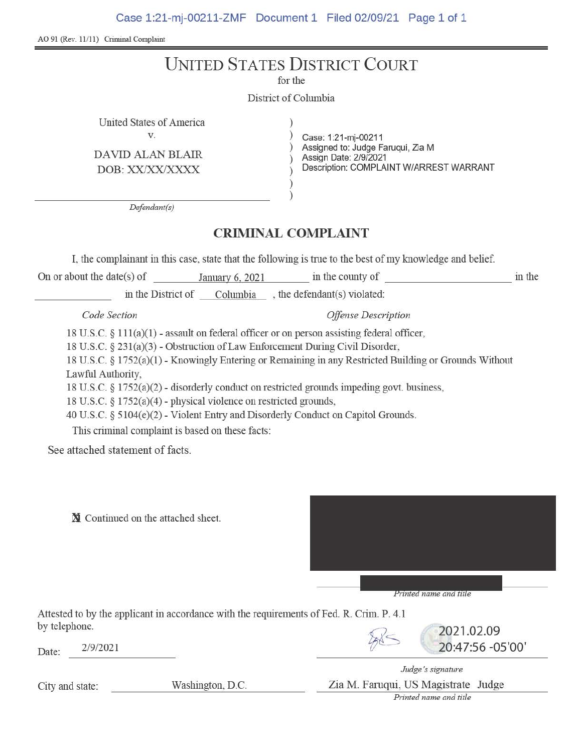AO 91 (Rev. 11/11) Criminal Complaint

# UNITED STATES DISTRICT COURT

for the

District of Columbia

United States of America
v.

DAVID ALAN BLAIR
DOB: XX/XX/XXXX

*Defendant(s)*

Case: 1:21-mj-00211
Assigned to: Judge Faruqui, Zia M
Assign Date: 2/9/2021
Description: COMPLAINT W/ARREST WARRANT

## CRIMINAL COMPLAINT

I, the complainant in this case, state that the following is true to the best of my knowledge and belief.

On or about the date(s) of January 6, 2021 in the county of ______ in the ______ in the District of Columbia , the defendant(s) violated:

| *Code Section* | *Offense Description* |
|---|---|

18 U.S.C. § 111(a)(1) - assault on federal officer or on person assisting federal officer,
18 U.S.C. § 231(a)(3) - Obstruction of Law Enforcement During Civil Disorder,
18 U.S.C. § 1752(a)(1) - Knowingly Entering or Remaining in any Restricted Building or Grounds Without Lawful Authority,
18 U.S.C. § 1752(a)(2) - disorderly conduct on restricted grounds impeding govt. business,
18 U.S.C. § 1752(a)(4) - physical violence on restricted grounds,
40 U.S.C. § 5104(e)(2) - Violent Entry and Disorderly Conduct on Capitol Grounds.

This criminal complaint is based on these facts:

See attached statement of facts.

☒ Continued on the attached sheet.

*Printed name and title*

Attested to by the applicant in accordance with the requirements of Fed. R. Crim. P. 4.1 by telephone.

Date: 2/9/2021

2021.02.09 20:47:56 -05'00'

*Judge's signature*

City and state: Washington, D.C.

Zia M. Faruqui, US Magistrate Judge

*Printed name and title*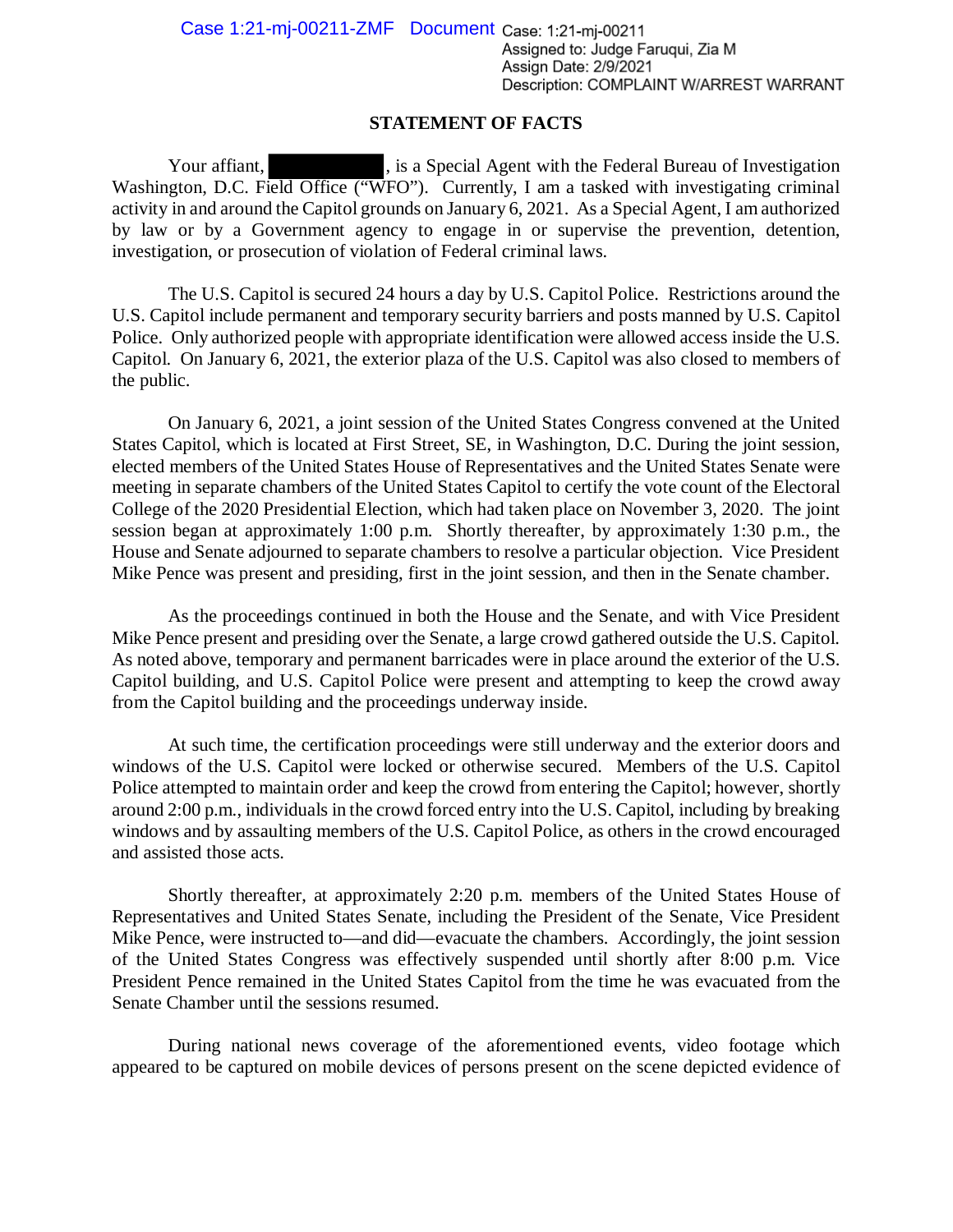Case 1:21-mj-00211-ZMF Document Case: 1:21-mj-00211
Assigned to: Judge Faruqui, Zia M
Assign Date: 2/9/2021
Description: COMPLAINT W/ARREST WARRANT

## STATEMENT OF FACTS

Your affiant, [REDACTED], is a Special Agent with the Federal Bureau of Investigation Washington, D.C. Field Office ("WFO"). Currently, I am a tasked with investigating criminal activity in and around the Capitol grounds on January 6, 2021. As a Special Agent, I am authorized by law or by a Government agency to engage in or supervise the prevention, detention, investigation, or prosecution of violation of Federal criminal laws.

The U.S. Capitol is secured 24 hours a day by U.S. Capitol Police. Restrictions around the U.S. Capitol include permanent and temporary security barriers and posts manned by U.S. Capitol Police. Only authorized people with appropriate identification were allowed access inside the U.S. Capitol. On January 6, 2021, the exterior plaza of the U.S. Capitol was also closed to members of the public.

On January 6, 2021, a joint session of the United States Congress convened at the United States Capitol, which is located at First Street, SE, in Washington, D.C. During the joint session, elected members of the United States House of Representatives and the United States Senate were meeting in separate chambers of the United States Capitol to certify the vote count of the Electoral College of the 2020 Presidential Election, which had taken place on November 3, 2020. The joint session began at approximately 1:00 p.m. Shortly thereafter, by approximately 1:30 p.m., the House and Senate adjourned to separate chambers to resolve a particular objection. Vice President Mike Pence was present and presiding, first in the joint session, and then in the Senate chamber.

As the proceedings continued in both the House and the Senate, and with Vice President Mike Pence present and presiding over the Senate, a large crowd gathered outside the U.S. Capitol. As noted above, temporary and permanent barricades were in place around the exterior of the U.S. Capitol building, and U.S. Capitol Police were present and attempting to keep the crowd away from the Capitol building and the proceedings underway inside.

At such time, the certification proceedings were still underway and the exterior doors and windows of the U.S. Capitol were locked or otherwise secured. Members of the U.S. Capitol Police attempted to maintain order and keep the crowd from entering the Capitol; however, shortly around 2:00 p.m., individuals in the crowd forced entry into the U.S. Capitol, including by breaking windows and by assaulting members of the U.S. Capitol Police, as others in the crowd encouraged and assisted those acts.

Shortly thereafter, at approximately 2:20 p.m. members of the United States House of Representatives and United States Senate, including the President of the Senate, Vice President Mike Pence, were instructed to—and did—evacuate the chambers. Accordingly, the joint session of the United States Congress was effectively suspended until shortly after 8:00 p.m. Vice President Pence remained in the United States Capitol from the time he was evacuated from the Senate Chamber until the sessions resumed.

During national news coverage of the aforementioned events, video footage which appeared to be captured on mobile devices of persons present on the scene depicted evidence of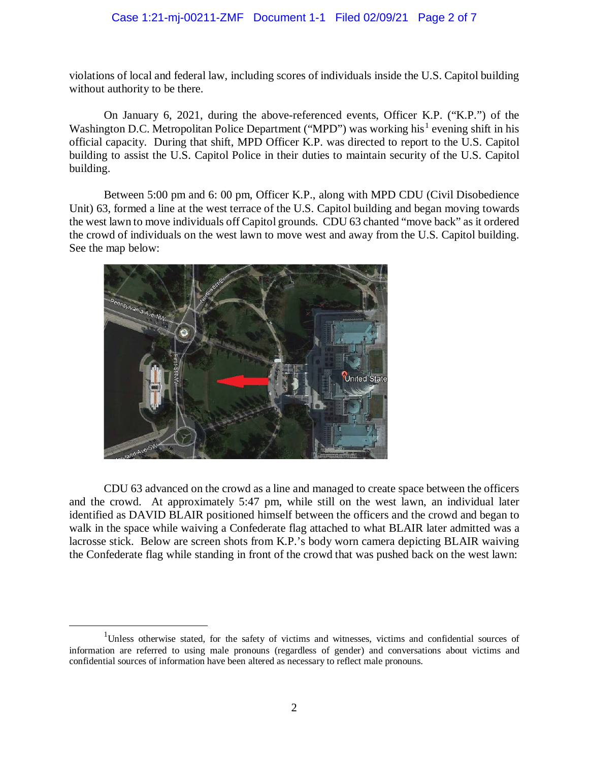violations of local and federal law, including scores of individuals inside the U.S. Capitol building without authority to be there.

On January 6, 2021, during the above-referenced events, Officer K.P. ("K.P.") of the Washington D.C. Metropolitan Police Department ("MPD") was working his[1] evening shift in his official capacity. During that shift, MPD Officer K.P. was directed to report to the U.S. Capitol building to assist the U.S. Capitol Police in their duties to maintain security of the U.S. Capitol building.

Between 5:00 pm and 6: 00 pm, Officer K.P., along with MPD CDU (Civil Disobedience Unit) 63, formed a line at the west terrace of the U.S. Capitol building and began moving towards the west lawn to move individuals off Capitol grounds. CDU 63 chanted "move back" as it ordered the crowd of individuals on the west lawn to move west and away from the U.S. Capitol building. See the map below:

CDU 63 advanced on the crowd as a line and managed to create space between the officers and the crowd. At approximately 5:47 pm, while still on the west lawn, an individual later identified as DAVID BLAIR positioned himself between the officers and the crowd and began to walk in the space while waiving a Confederate flag attached to what BLAIR later admitted was a lacrosse stick. Below are screen shots from K.P.'s body worn camera depicting BLAIR waiving the Confederate flag while standing in front of the crowd that was pushed back on the west lawn:

[1] Unless otherwise stated, for the safety of victims and witnesses, victims and confidential sources of information are referred to using male pronouns (regardless of gender) and conversations about victims and confidential sources of information have been altered as necessary to reflect male pronouns.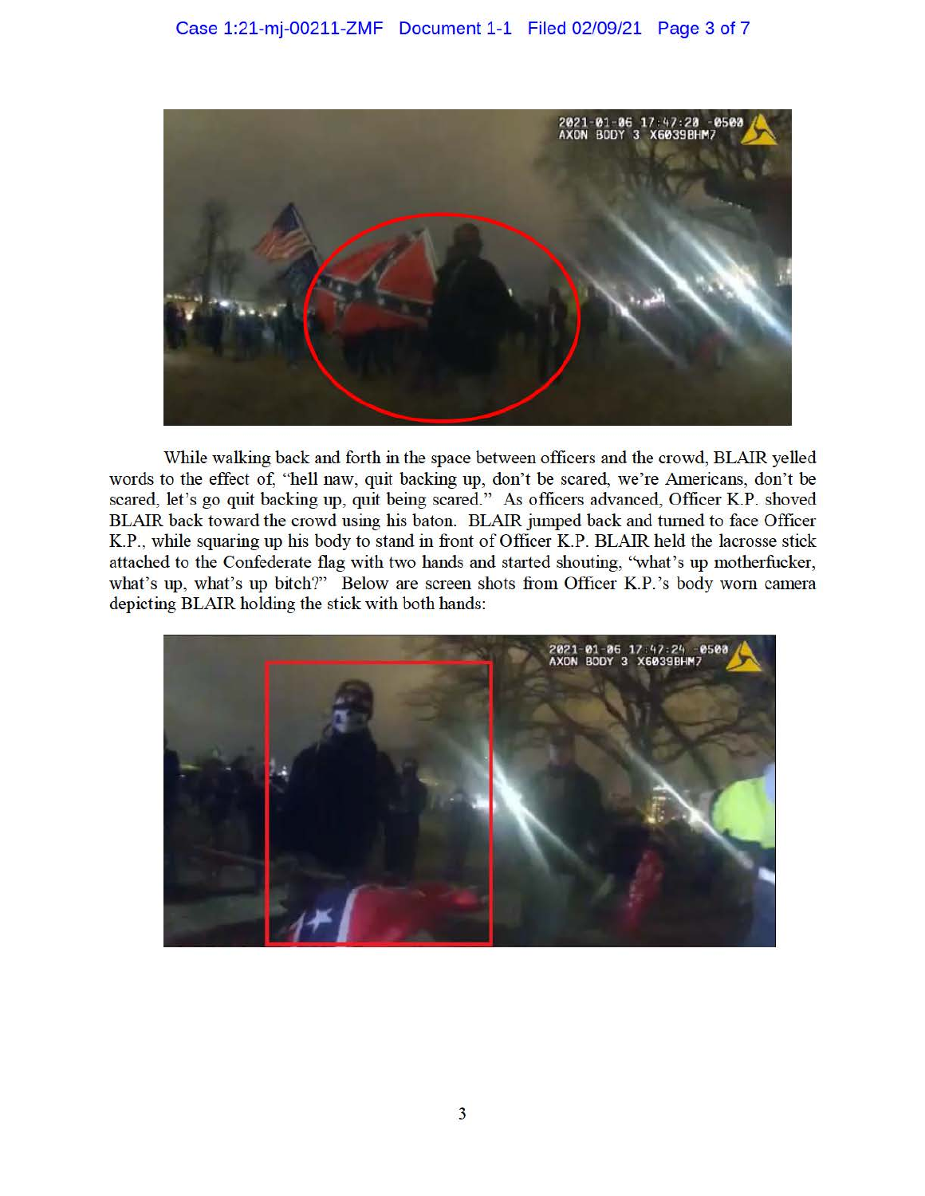While walking back and forth in the space between officers and the crowd, BLAIR yelled words to the effect of, "hell naw, quit backing up, don't be scared, we're Americans, don't be scared, let's go quit backing up, quit being scared." As officers advanced, Officer K.P. shoved BLAIR back toward the crowd using his baton. BLAIR jumped back and turned to face Officer K.P., while squaring up his body to stand in front of Officer K.P. BLAIR held the lacrosse stick attached to the Confederate flag with two hands and started shouting, "what's up motherfucker, what's up, what's up bitch?" Below are screen shots from Officer K.P.'s body worn camera depicting BLAIR holding the stick with both hands: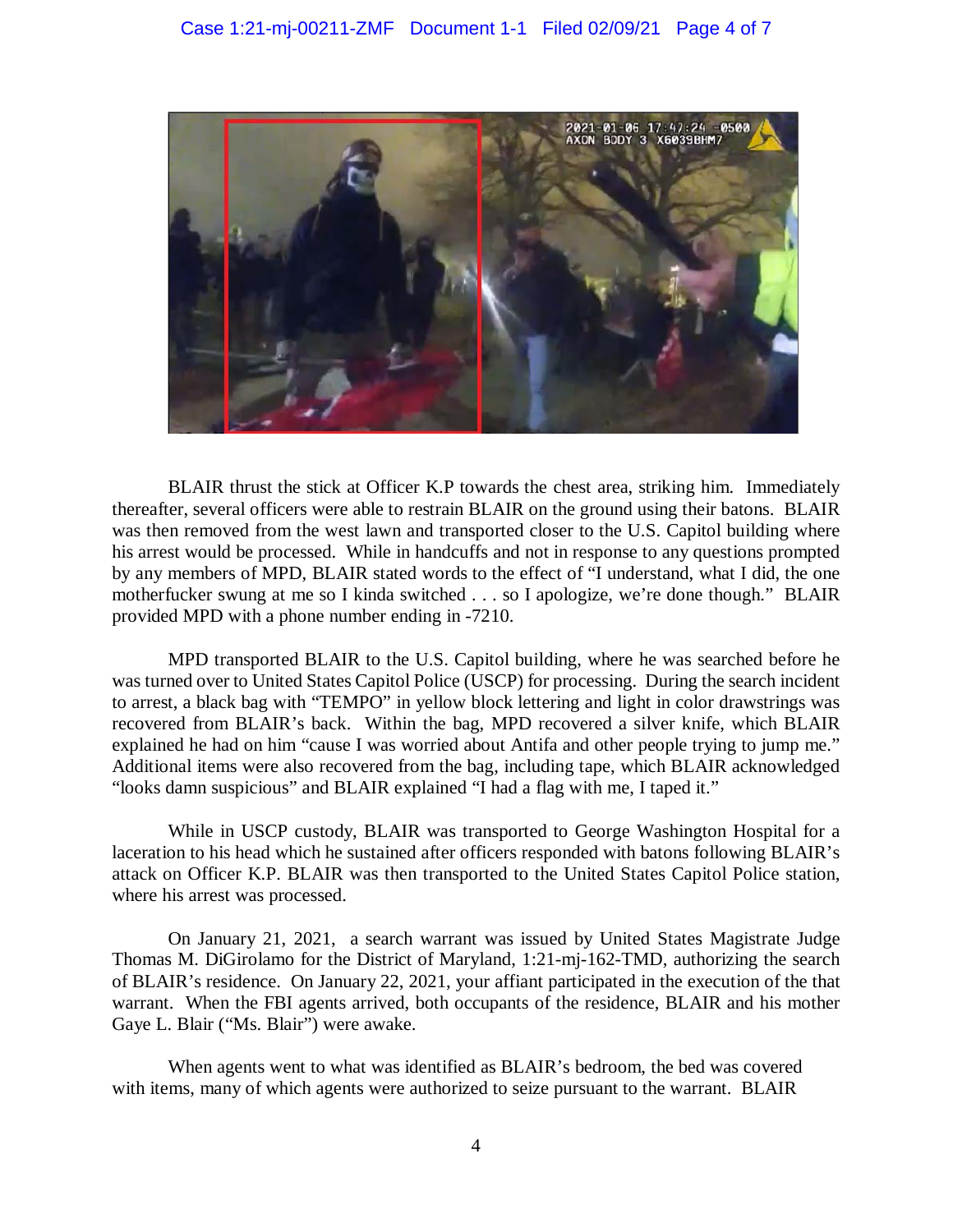BLAIR thrust the stick at Officer K.P towards the chest area, striking him. Immediately thereafter, several officers were able to restrain BLAIR on the ground using their batons. BLAIR was then removed from the west lawn and transported closer to the U.S. Capitol building where his arrest would be processed. While in handcuffs and not in response to any questions prompted by any members of MPD, BLAIR stated words to the effect of "I understand, what I did, the one motherfucker swung at me so I kinda switched . . . so I apologize, we're done though." BLAIR provided MPD with a phone number ending in -7210.

MPD transported BLAIR to the U.S. Capitol building, where he was searched before he was turned over to United States Capitol Police (USCP) for processing. During the search incident to arrest, a black bag with "TEMPO" in yellow block lettering and light in color drawstrings was recovered from BLAIR's back. Within the bag, MPD recovered a silver knife, which BLAIR explained he had on him "cause I was worried about Antifa and other people trying to jump me." Additional items were also recovered from the bag, including tape, which BLAIR acknowledged "looks damn suspicious" and BLAIR explained "I had a flag with me, I taped it."

While in USCP custody, BLAIR was transported to George Washington Hospital for a laceration to his head which he sustained after officers responded with batons following BLAIR's attack on Officer K.P. BLAIR was then transported to the United States Capitol Police station, where his arrest was processed.

On January 21, 2021, a search warrant was issued by United States Magistrate Judge Thomas M. DiGirolamo for the District of Maryland, 1:21-mj-162-TMD, authorizing the search of BLAIR's residence. On January 22, 2021, your affiant participated in the execution of the that warrant. When the FBI agents arrived, both occupants of the residence, BLAIR and his mother Gaye L. Blair ("Ms. Blair") were awake.

When agents went to what was identified as BLAIR's bedroom, the bed was covered with items, many of which agents were authorized to seize pursuant to the warrant. BLAIR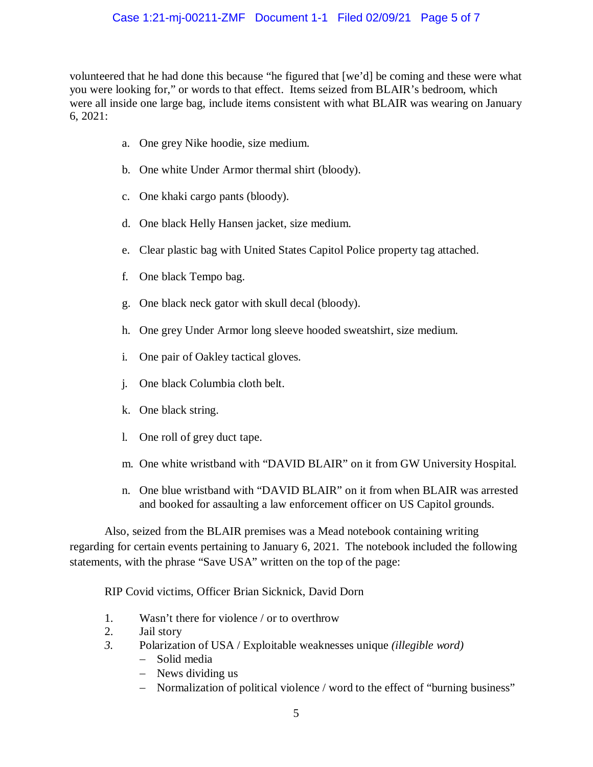volunteered that he had done this because "he figured that [we'd] be coming and these were what you were looking for," or words to that effect. Items seized from BLAIR's bedroom, which were all inside one large bag, include items consistent with what BLAIR was wearing on January 6, 2021:

a. One grey Nike hoodie, size medium.

b. One white Under Armor thermal shirt (bloody).

c. One khaki cargo pants (bloody).

d. One black Helly Hansen jacket, size medium.

e. Clear plastic bag with United States Capitol Police property tag attached.

f. One black Tempo bag.

g. One black neck gator with skull decal (bloody).

h. One grey Under Armor long sleeve hooded sweatshirt, size medium.

i. One pair of Oakley tactical gloves.

j. One black Columbia cloth belt.

k. One black string.

l. One roll of grey duct tape.

m. One white wristband with "DAVID BLAIR" on it from GW University Hospital.

n. One blue wristband with "DAVID BLAIR" on it from when BLAIR was arrested and booked for assaulting a law enforcement officer on US Capitol grounds.

Also, seized from the BLAIR premises was a Mead notebook containing writing regarding for certain events pertaining to January 6, 2021. The notebook included the following statements, with the phrase "Save USA" written on the top of the page:

RIP Covid victims, Officer Brian Sicknick, David Dorn

1. Wasn't there for violence / or to overthrow
2. Jail story
3. Polarization of USA / Exploitable weaknesses unique *(illegible word)*
   - Solid media
   - News dividing us
   - Normalization of political violence / word to the effect of "burning business"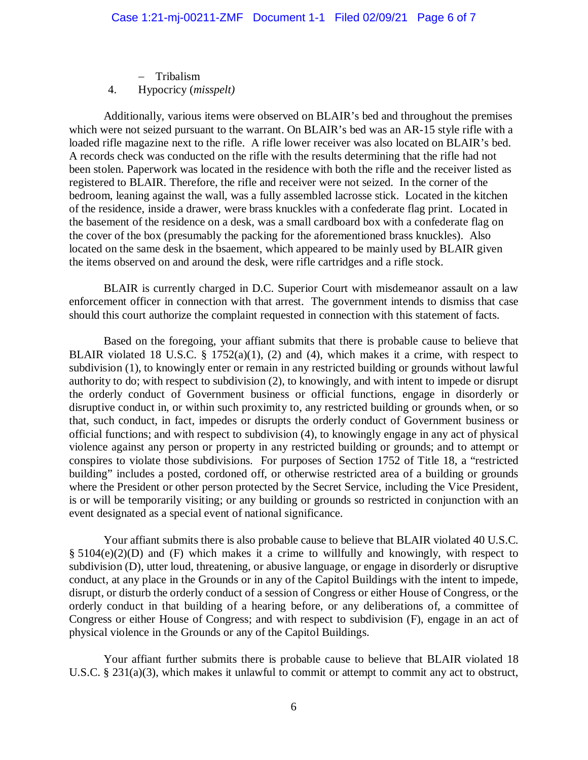– Tribalism

4. Hypocricy (*misspelt)*

Additionally, various items were observed on BLAIR's bed and throughout the premises which were not seized pursuant to the warrant. On BLAIR's bed was an AR-15 style rifle with a loaded rifle magazine next to the rifle. A rifle lower receiver was also located on BLAIR's bed. A records check was conducted on the rifle with the results determining that the rifle had not been stolen. Paperwork was located in the residence with both the rifle and the receiver listed as registered to BLAIR. Therefore, the rifle and receiver were not seized. In the corner of the bedroom, leaning against the wall, was a fully assembled lacrosse stick. Located in the kitchen of the residence, inside a drawer, were brass knuckles with a confederate flag print. Located in the basement of the residence on a desk, was a small cardboard box with a confederate flag on the cover of the box (presumably the packing for the aforementioned brass knuckles). Also located on the same desk in the bsaement, which appeared to be mainly used by BLAIR given the items observed on and around the desk, were rifle cartridges and a rifle stock.

BLAIR is currently charged in D.C. Superior Court with misdemeanor assault on a law enforcement officer in connection with that arrest. The government intends to dismiss that case should this court authorize the complaint requested in connection with this statement of facts.

Based on the foregoing, your affiant submits that there is probable cause to believe that BLAIR violated 18 U.S.C. § 1752(a)(1), (2) and (4), which makes it a crime, with respect to subdivision (1), to knowingly enter or remain in any restricted building or grounds without lawful authority to do; with respect to subdivision (2), to knowingly, and with intent to impede or disrupt the orderly conduct of Government business or official functions, engage in disorderly or disruptive conduct in, or within such proximity to, any restricted building or grounds when, or so that, such conduct, in fact, impedes or disrupts the orderly conduct of Government business or official functions; and with respect to subdivision (4), to knowingly engage in any act of physical violence against any person or property in any restricted building or grounds; and to attempt or conspires to violate those subdivisions. For purposes of Section 1752 of Title 18, a "restricted building" includes a posted, cordoned off, or otherwise restricted area of a building or grounds where the President or other person protected by the Secret Service, including the Vice President, is or will be temporarily visiting; or any building or grounds so restricted in conjunction with an event designated as a special event of national significance.

Your affiant submits there is also probable cause to believe that BLAIR violated 40 U.S.C. § 5104(e)(2)(D) and (F) which makes it a crime to willfully and knowingly, with respect to subdivision (D), utter loud, threatening, or abusive language, or engage in disorderly or disruptive conduct, at any place in the Grounds or in any of the Capitol Buildings with the intent to impede, disrupt, or disturb the orderly conduct of a session of Congress or either House of Congress, or the orderly conduct in that building of a hearing before, or any deliberations of, a committee of Congress or either House of Congress; and with respect to subdivision (F), engage in an act of physical violence in the Grounds or any of the Capitol Buildings.

Your affiant further submits there is probable cause to believe that BLAIR violated 18 U.S.C. § 231(a)(3), which makes it unlawful to commit or attempt to commit any act to obstruct,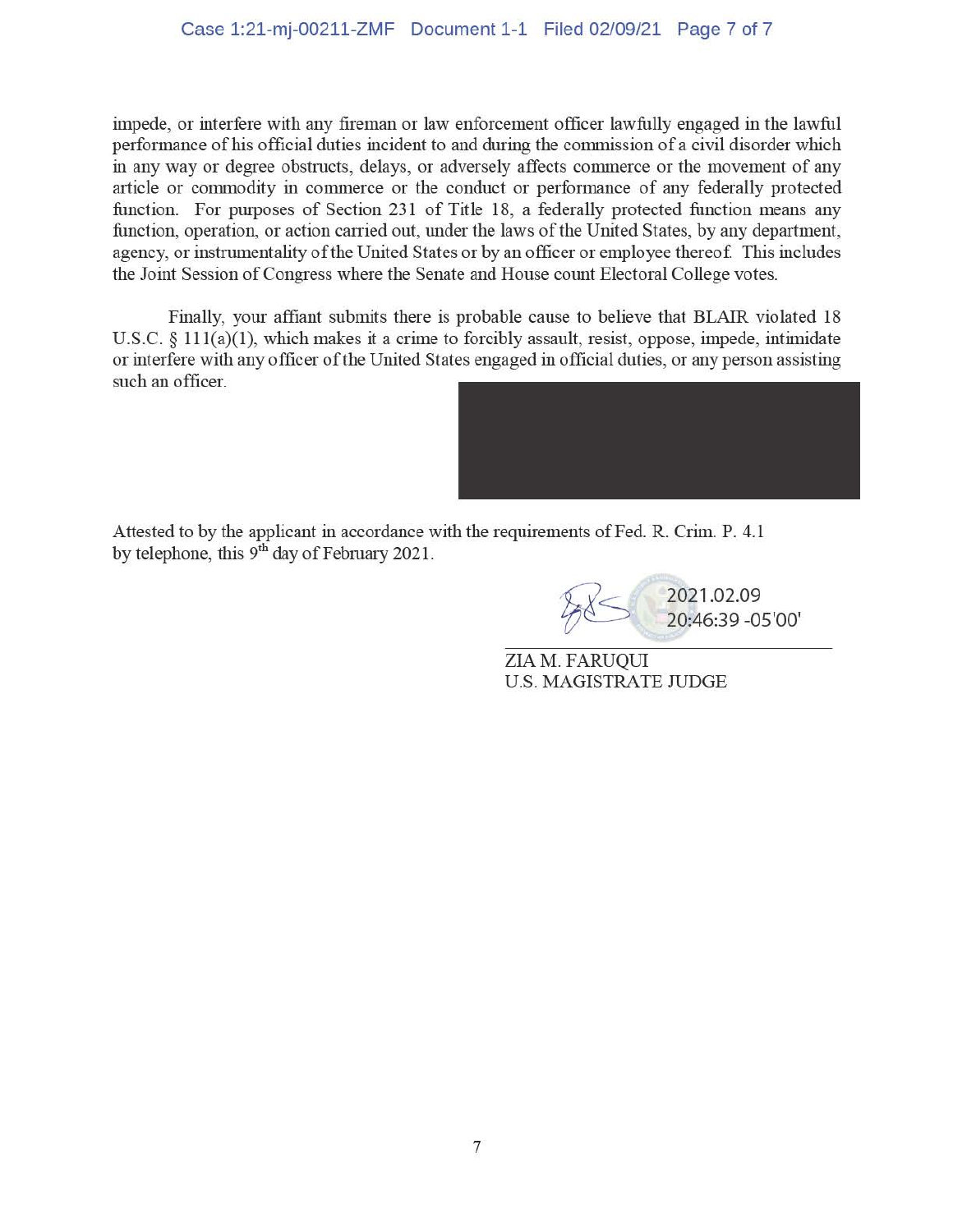impede, or interfere with any fireman or law enforcement officer lawfully engaged in the lawful performance of his official duties incident to and during the commission of a civil disorder which in any way or degree obstructs, delays, or adversely affects commerce or the movement of any article or commodity in commerce or the conduct or performance of any federally protected function. For purposes of Section 231 of Title 18, a federally protected function means any function, operation, or action carried out, under the laws of the United States, by any department, agency, or instrumentality of the United States or by an officer or employee thereof. This includes the Joint Session of Congress where the Senate and House count Electoral College votes.

Finally, your affiant submits there is probable cause to believe that BLAIR violated 18 U.S.C. § 111(a)(1), which makes it a crime to forcibly assault, resist, oppose, impede, intimidate or interfere with any officer of the United States engaged in official duties, or any person assisting such an officer.

Attested to by the applicant in accordance with the requirements of Fed. R. Crim. P. 4.1 by telephone, this 9th day of February 2021.

2021.02.09 20:46:39 -05'00'

ZIA M. FARUQUI
U.S. MAGISTRATE JUDGE